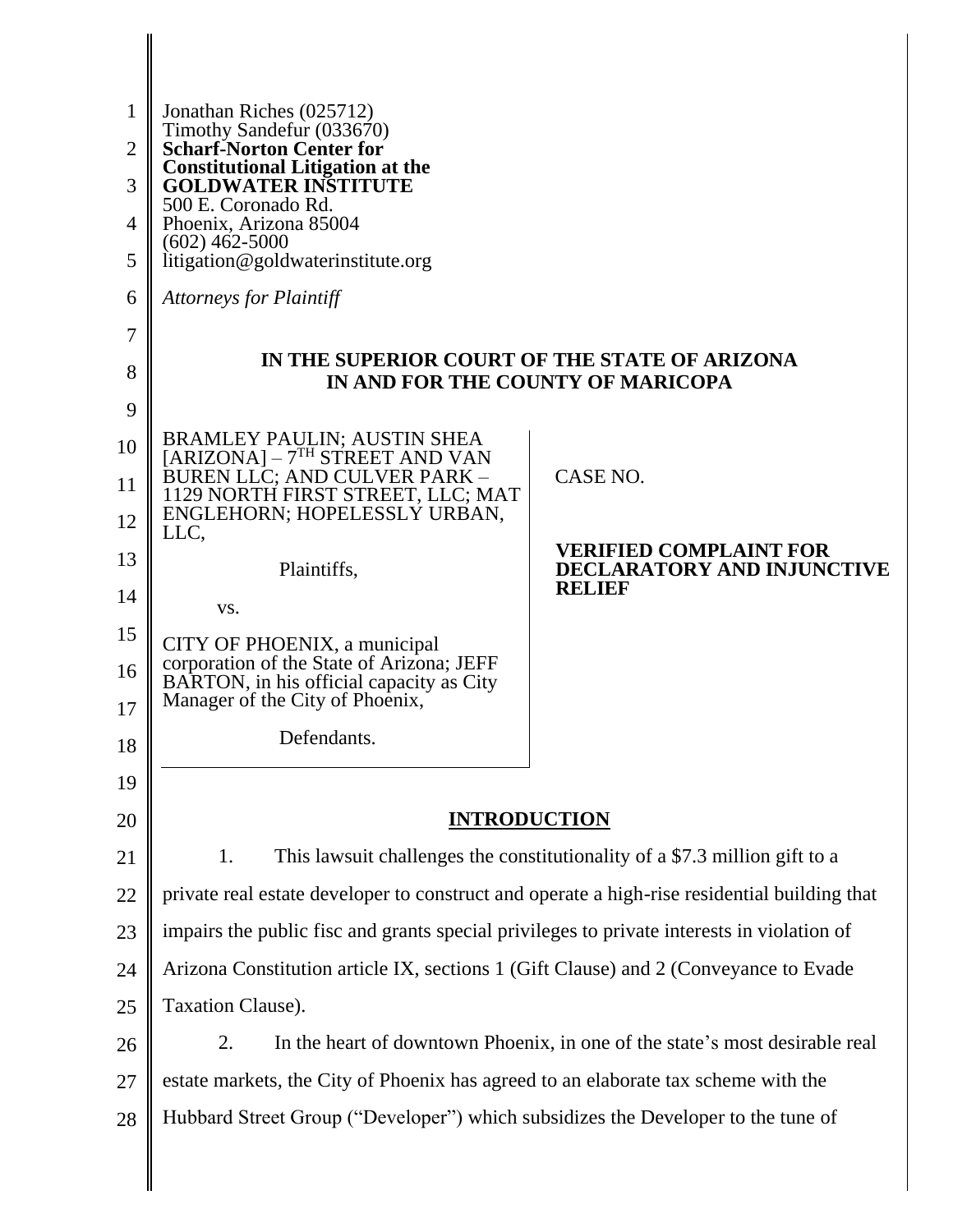Jonathan Riches (025712)
Timothy Sandefur (033670)
**Scharf-Norton Center for Constitutional Litigation at the GOLDWATER INSTITUTE**
500 E. Coronado Rd.
Phoenix, Arizona 85004
(602) 462-5000
litigation@goldwaterinstitute.org

*Attorneys for Plaintiff*

**IN THE SUPERIOR COURT OF THE STATE OF ARIZONA**
**IN AND FOR THE COUNTY OF MARICOPA**

| | |
|---|---|
| BRAMLEY PAULIN; AUSTIN SHEA [ARIZONA] – 7TH STREET AND VAN BUREN LLC; AND CULVER PARK – 1129 NORTH FIRST STREET, LLC; MAT ENGLEHORN; HOPELESSLY URBAN, LLC,<br><br>Plaintiffs,<br><br>vs.<br><br>CITY OF PHOENIX, a municipal corporation of the State of Arizona; JEFF BARTON, in his official capacity as City Manager of the City of Phoenix,<br><br>Defendants. | CASE NO.<br><br>**VERIFIED COMPLAINT FOR DECLARATORY AND INJUNCTIVE RELIEF** |

## INTRODUCTION

1. This lawsuit challenges the constitutionality of a $7.3 million gift to a private real estate developer to construct and operate a high-rise residential building that impairs the public fisc and grants special privileges to private interests in violation of Arizona Constitution article IX, sections 1 (Gift Clause) and 2 (Conveyance to Evade Taxation Clause).

2. In the heart of downtown Phoenix, in one of the state's most desirable real estate markets, the City of Phoenix has agreed to an elaborate tax scheme with the Hubbard Street Group ("Developer") which subsidizes the Developer to the tune of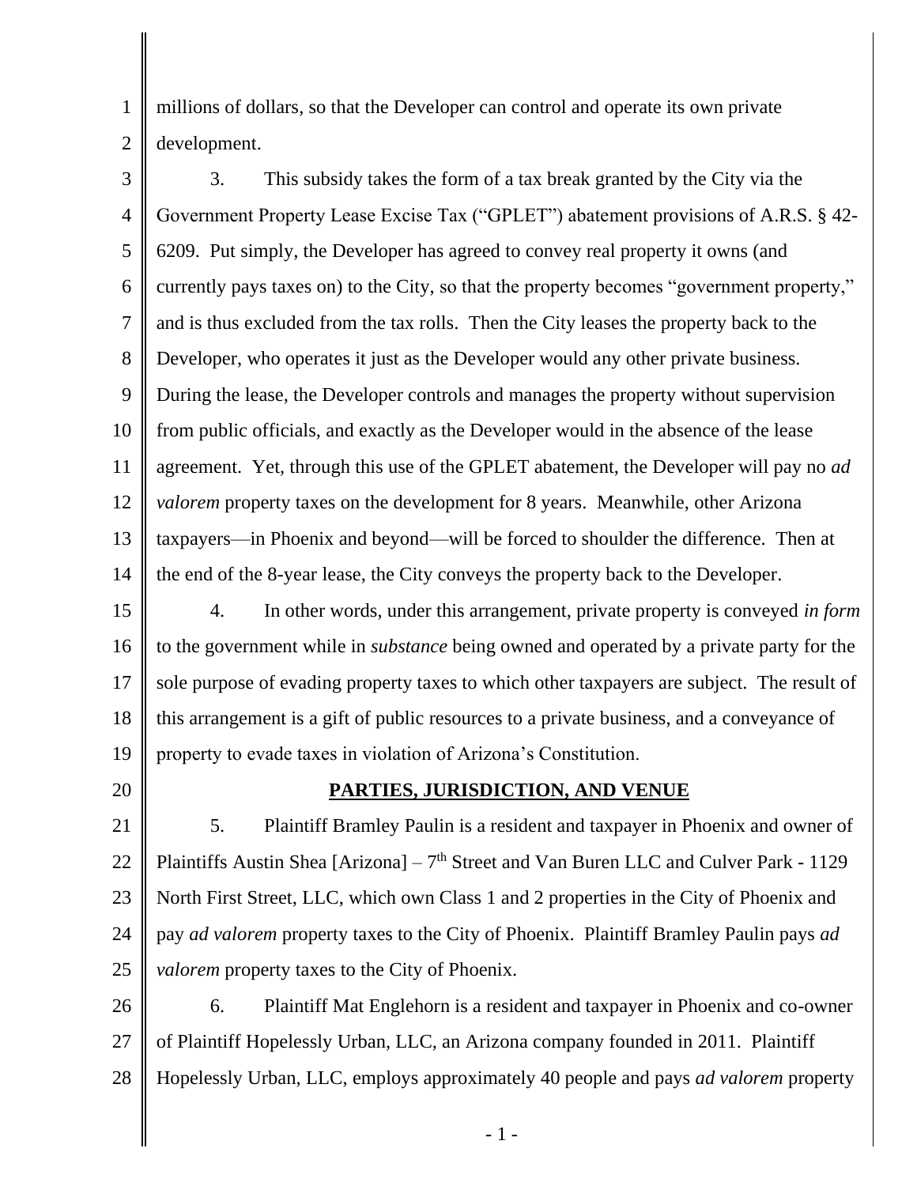millions of dollars, so that the Developer can control and operate its own private development.

3. This subsidy takes the form of a tax break granted by the City via the Government Property Lease Excise Tax ("GPLET") abatement provisions of A.R.S. § 42-6209. Put simply, the Developer has agreed to convey real property it owns (and currently pays taxes on) to the City, so that the property becomes "government property," and is thus excluded from the tax rolls. Then the City leases the property back to the Developer, who operates it just as the Developer would any other private business. During the lease, the Developer controls and manages the property without supervision from public officials, and exactly as the Developer would in the absence of the lease agreement. Yet, through this use of the GPLET abatement, the Developer will pay no *ad valorem* property taxes on the development for 8 years. Meanwhile, other Arizona taxpayers—in Phoenix and beyond—will be forced to shoulder the difference. Then at the end of the 8-year lease, the City conveys the property back to the Developer.

4. In other words, under this arrangement, private property is conveyed *in form* to the government while in *substance* being owned and operated by a private party for the sole purpose of evading property taxes to which other taxpayers are subject. The result of this arrangement is a gift of public resources to a private business, and a conveyance of property to evade taxes in violation of Arizona's Constitution.

## PARTIES, JURISDICTION, AND VENUE

5. Plaintiff Bramley Paulin is a resident and taxpayer in Phoenix and owner of Plaintiffs Austin Shea [Arizona] – 7th Street and Van Buren LLC and Culver Park - 1129 North First Street, LLC, which own Class 1 and 2 properties in the City of Phoenix and pay *ad valorem* property taxes to the City of Phoenix. Plaintiff Bramley Paulin pays *ad valorem* property taxes to the City of Phoenix.

6. Plaintiff Mat Englehorn is a resident and taxpayer in Phoenix and co-owner of Plaintiff Hopelessly Urban, LLC, an Arizona company founded in 2011. Plaintiff Hopelessly Urban, LLC, employs approximately 40 people and pays *ad valorem* property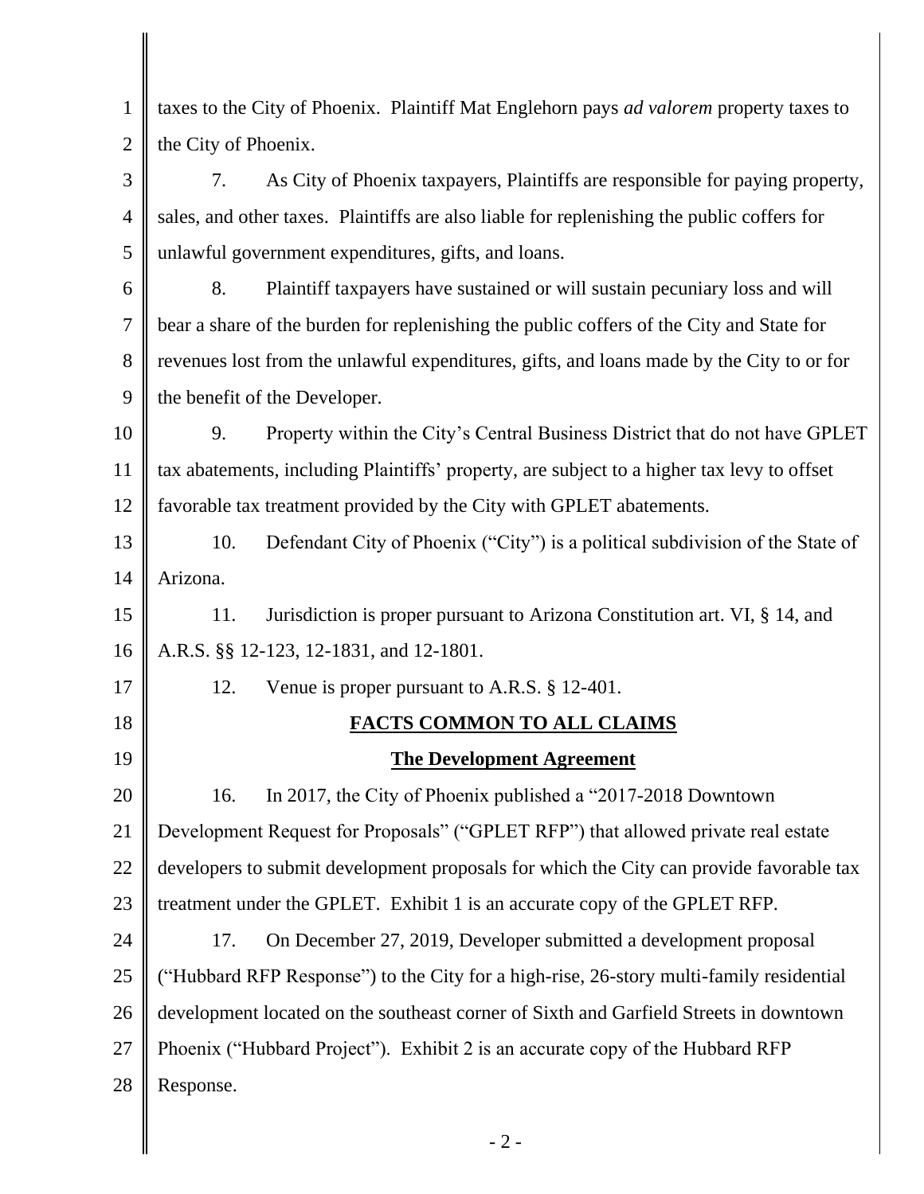taxes to the City of Phoenix. Plaintiff Mat Englehorn pays *ad valorem* property taxes to the City of Phoenix.

7. As City of Phoenix taxpayers, Plaintiffs are responsible for paying property, sales, and other taxes. Plaintiffs are also liable for replenishing the public coffers for unlawful government expenditures, gifts, and loans.

8. Plaintiff taxpayers have sustained or will sustain pecuniary loss and will bear a share of the burden for replenishing the public coffers of the City and State for revenues lost from the unlawful expenditures, gifts, and loans made by the City to or for the benefit of the Developer.

9. Property within the City's Central Business District that do not have GPLET tax abatements, including Plaintiffs' property, are subject to a higher tax levy to offset favorable tax treatment provided by the City with GPLET abatements.

10. Defendant City of Phoenix ("City") is a political subdivision of the State of Arizona.

11. Jurisdiction is proper pursuant to Arizona Constitution art. VI, § 14, and A.R.S. §§ 12-123, 12-1831, and 12-1801.

12. Venue is proper pursuant to A.R.S. § 12-401.

## FACTS COMMON TO ALL CLAIMS

### The Development Agreement

16. In 2017, the City of Phoenix published a "2017-2018 Downtown Development Request for Proposals" ("GPLET RFP") that allowed private real estate developers to submit development proposals for which the City can provide favorable tax treatment under the GPLET. Exhibit 1 is an accurate copy of the GPLET RFP.

17. On December 27, 2019, Developer submitted a development proposal ("Hubbard RFP Response") to the City for a high-rise, 26-story multi-family residential development located on the southeast corner of Sixth and Garfield Streets in downtown Phoenix ("Hubbard Project"). Exhibit 2 is an accurate copy of the Hubbard RFP Response.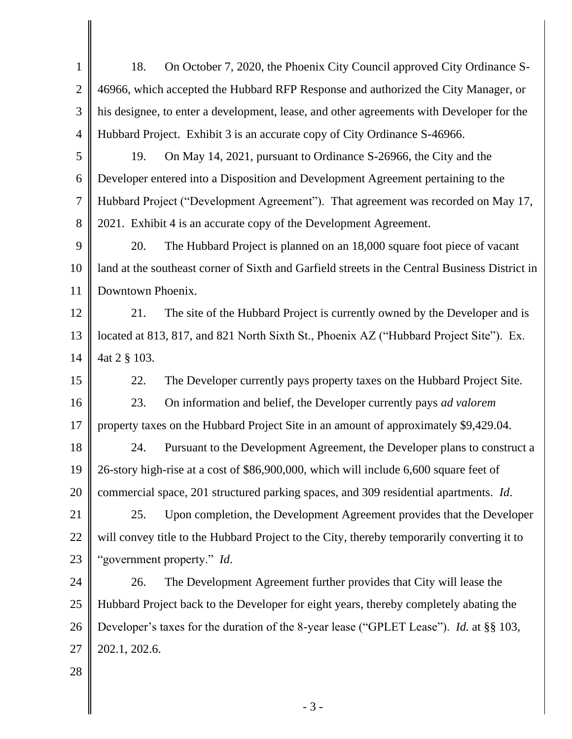18. On October 7, 2020, the Phoenix City Council approved City Ordinance S-46966, which accepted the Hubbard RFP Response and authorized the City Manager, or his designee, to enter a development, lease, and other agreements with Developer for the Hubbard Project. Exhibit 3 is an accurate copy of City Ordinance S-46966.

19. On May 14, 2021, pursuant to Ordinance S-26966, the City and the Developer entered into a Disposition and Development Agreement pertaining to the Hubbard Project ("Development Agreement"). That agreement was recorded on May 17, 2021. Exhibit 4 is an accurate copy of the Development Agreement.

20. The Hubbard Project is planned on an 18,000 square foot piece of vacant land at the southeast corner of Sixth and Garfield streets in the Central Business District in Downtown Phoenix.

21. The site of the Hubbard Project is currently owned by the Developer and is located at 813, 817, and 821 North Sixth St., Phoenix AZ ("Hubbard Project Site"). Ex. 4at 2 § 103.

22. The Developer currently pays property taxes on the Hubbard Project Site.

23. On information and belief, the Developer currently pays *ad valorem* property taxes on the Hubbard Project Site in an amount of approximately $9,429.04.

24. Pursuant to the Development Agreement, the Developer plans to construct a 26-story high-rise at a cost of $86,900,000, which will include 6,600 square feet of commercial space, 201 structured parking spaces, and 309 residential apartments. *Id*.

25. Upon completion, the Development Agreement provides that the Developer will convey title to the Hubbard Project to the City, thereby temporarily converting it to "government property." *Id*.

26. The Development Agreement further provides that City will lease the Hubbard Project back to the Developer for eight years, thereby completely abating the Developer's taxes for the duration of the 8-year lease ("GPLET Lease"). *Id.* at §§ 103, 202.1, 202.6.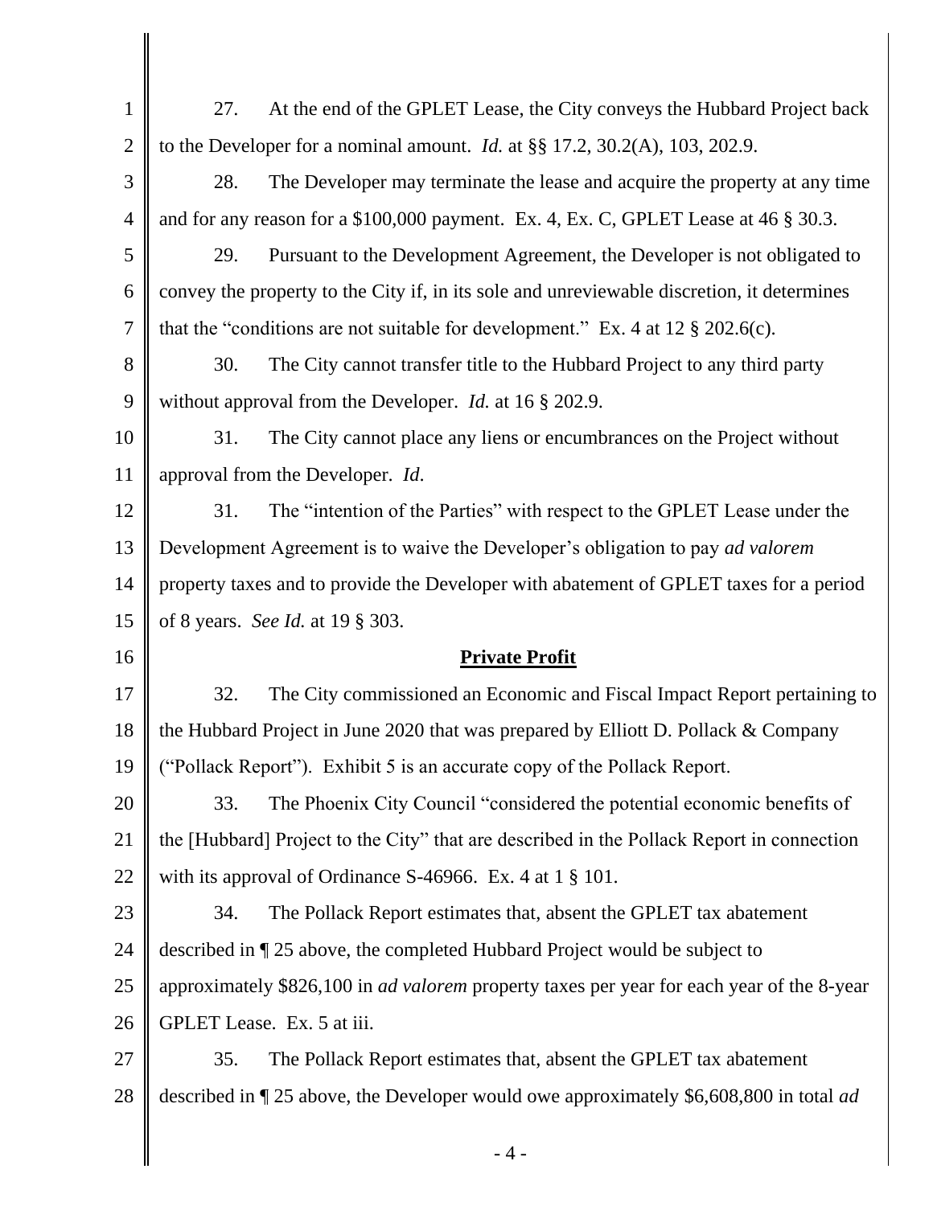27. At the end of the GPLET Lease, the City conveys the Hubbard Project back to the Developer for a nominal amount. *Id.* at §§ 17.2, 30.2(A), 103, 202.9.

28. The Developer may terminate the lease and acquire the property at any time and for any reason for a $100,000 payment. Ex. 4, Ex. C, GPLET Lease at 46 § 30.3.

29. Pursuant to the Development Agreement, the Developer is not obligated to convey the property to the City if, in its sole and unreviewable discretion, it determines that the "conditions are not suitable for development." Ex. 4 at 12 § 202.6(c).

30. The City cannot transfer title to the Hubbard Project to any third party without approval from the Developer. *Id.* at 16 § 202.9.

31. The City cannot place any liens or encumbrances on the Project without approval from the Developer. *Id*.

31. The "intention of the Parties" with respect to the GPLET Lease under the Development Agreement is to waive the Developer's obligation to pay *ad valorem* property taxes and to provide the Developer with abatement of GPLET taxes for a period of 8 years. *See Id.* at 19 § 303.

**Private Profit**

32. The City commissioned an Economic and Fiscal Impact Report pertaining to the Hubbard Project in June 2020 that was prepared by Elliott D. Pollack & Company ("Pollack Report"). Exhibit 5 is an accurate copy of the Pollack Report.

33. The Phoenix City Council "considered the potential economic benefits of the [Hubbard] Project to the City" that are described in the Pollack Report in connection with its approval of Ordinance S-46966. Ex. 4 at 1 § 101.

34. The Pollack Report estimates that, absent the GPLET tax abatement described in ¶ 25 above, the completed Hubbard Project would be subject to approximately $826,100 in *ad valorem* property taxes per year for each year of the 8-year GPLET Lease. Ex. 5 at iii.

35. The Pollack Report estimates that, absent the GPLET tax abatement described in ¶ 25 above, the Developer would owe approximately $6,608,800 in total *ad*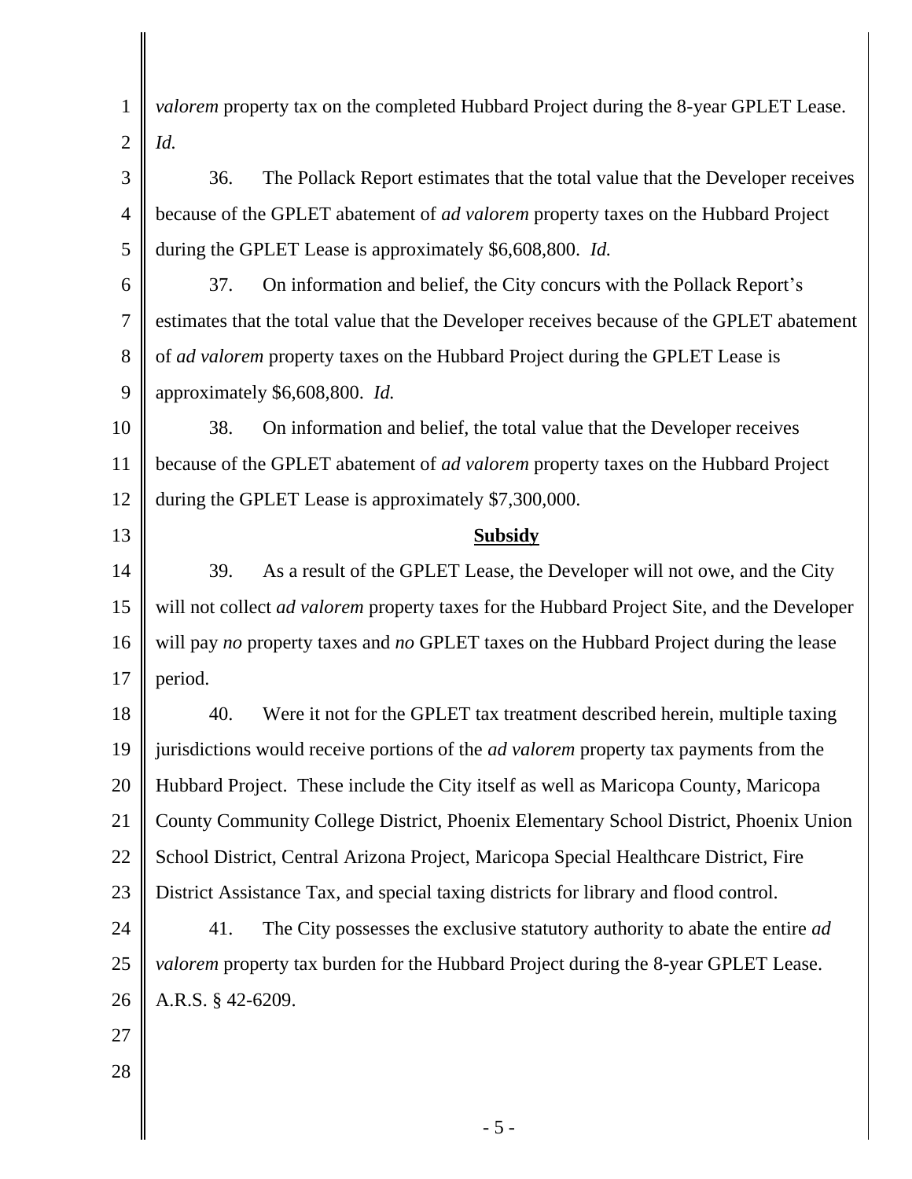*valorem* property tax on the completed Hubbard Project during the 8-year GPLET Lease. *Id.*

36. The Pollack Report estimates that the total value that the Developer receives because of the GPLET abatement of *ad valorem* property taxes on the Hubbard Project during the GPLET Lease is approximately $6,608,800. *Id.*

37. On information and belief, the City concurs with the Pollack Report's estimates that the total value that the Developer receives because of the GPLET abatement of *ad valorem* property taxes on the Hubbard Project during the GPLET Lease is approximately $6,608,800. *Id.*

38. On information and belief, the total value that the Developer receives because of the GPLET abatement of *ad valorem* property taxes on the Hubbard Project during the GPLET Lease is approximately $7,300,000.

**Subsidy**

39. As a result of the GPLET Lease, the Developer will not owe, and the City will not collect *ad valorem* property taxes for the Hubbard Project Site, and the Developer will pay *no* property taxes and *no* GPLET taxes on the Hubbard Project during the lease period.

40. Were it not for the GPLET tax treatment described herein, multiple taxing jurisdictions would receive portions of the *ad valorem* property tax payments from the Hubbard Project. These include the City itself as well as Maricopa County, Maricopa County Community College District, Phoenix Elementary School District, Phoenix Union School District, Central Arizona Project, Maricopa Special Healthcare District, Fire District Assistance Tax, and special taxing districts for library and flood control.

41. The City possesses the exclusive statutory authority to abate the entire *ad valorem* property tax burden for the Hubbard Project during the 8-year GPLET Lease. A.R.S. § 42-6209.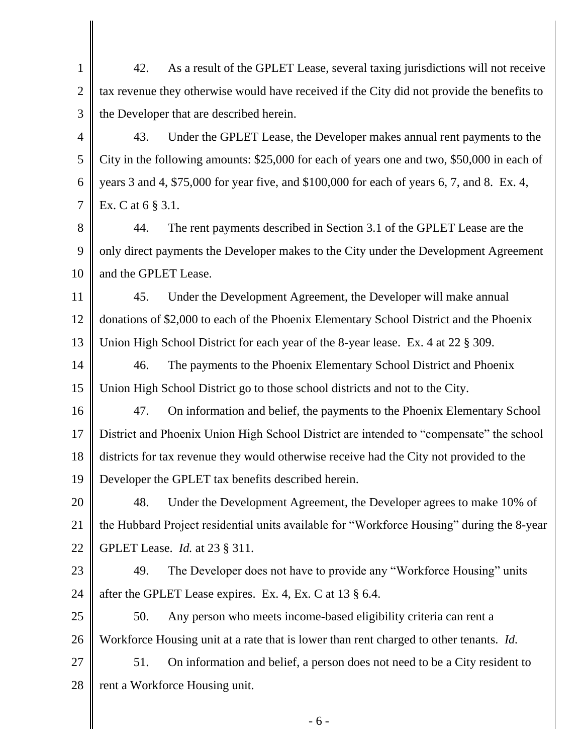42. As a result of the GPLET Lease, several taxing jurisdictions will not receive tax revenue they otherwise would have received if the City did not provide the benefits to the Developer that are described herein.

43. Under the GPLET Lease, the Developer makes annual rent payments to the City in the following amounts: $25,000 for each of years one and two, $50,000 in each of years 3 and 4, $75,000 for year five, and $100,000 for each of years 6, 7, and 8. Ex. 4, Ex. C at 6 § 3.1.

44. The rent payments described in Section 3.1 of the GPLET Lease are the only direct payments the Developer makes to the City under the Development Agreement and the GPLET Lease.

45. Under the Development Agreement, the Developer will make annual donations of $2,000 to each of the Phoenix Elementary School District and the Phoenix Union High School District for each year of the 8-year lease. Ex. 4 at 22 § 309.

46. The payments to the Phoenix Elementary School District and Phoenix Union High School District go to those school districts and not to the City.

47. On information and belief, the payments to the Phoenix Elementary School District and Phoenix Union High School District are intended to "compensate" the school districts for tax revenue they would otherwise receive had the City not provided to the Developer the GPLET tax benefits described herein.

48. Under the Development Agreement, the Developer agrees to make 10% of the Hubbard Project residential units available for "Workforce Housing" during the 8-year GPLET Lease. *Id.* at 23 § 311.

49. The Developer does not have to provide any "Workforce Housing" units after the GPLET Lease expires. Ex. 4, Ex. C at 13 § 6.4.

50. Any person who meets income-based eligibility criteria can rent a Workforce Housing unit at a rate that is lower than rent charged to other tenants. *Id.*

51. On information and belief, a person does not need to be a City resident to rent a Workforce Housing unit.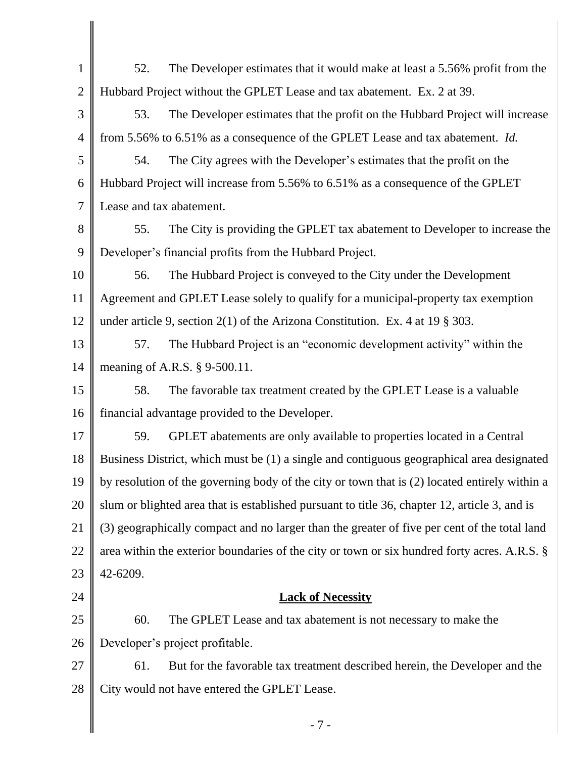52. The Developer estimates that it would make at least a 5.56% profit from the Hubbard Project without the GPLET Lease and tax abatement. Ex. 2 at 39.

53. The Developer estimates that the profit on the Hubbard Project will increase from 5.56% to 6.51% as a consequence of the GPLET Lease and tax abatement. *Id.*

54. The City agrees with the Developer's estimates that the profit on the Hubbard Project will increase from 5.56% to 6.51% as a consequence of the GPLET Lease and tax abatement.

55. The City is providing the GPLET tax abatement to Developer to increase the Developer's financial profits from the Hubbard Project.

56. The Hubbard Project is conveyed to the City under the Development Agreement and GPLET Lease solely to qualify for a municipal-property tax exemption under article 9, section 2(1) of the Arizona Constitution. Ex. 4 at 19 § 303.

57. The Hubbard Project is an "economic development activity" within the meaning of A.R.S. § 9-500.11.

58. The favorable tax treatment created by the GPLET Lease is a valuable financial advantage provided to the Developer.

59. GPLET abatements are only available to properties located in a Central Business District, which must be (1) a single and contiguous geographical area designated by resolution of the governing body of the city or town that is (2) located entirely within a slum or blighted area that is established pursuant to title 36, chapter 12, article 3, and is (3) geographically compact and no larger than the greater of five per cent of the total land area within the exterior boundaries of the city or town or six hundred forty acres. A.R.S. § 42-6209.

## Lack of Necessity

60. The GPLET Lease and tax abatement is not necessary to make the Developer's project profitable.

61. But for the favorable tax treatment described herein, the Developer and the City would not have entered the GPLET Lease.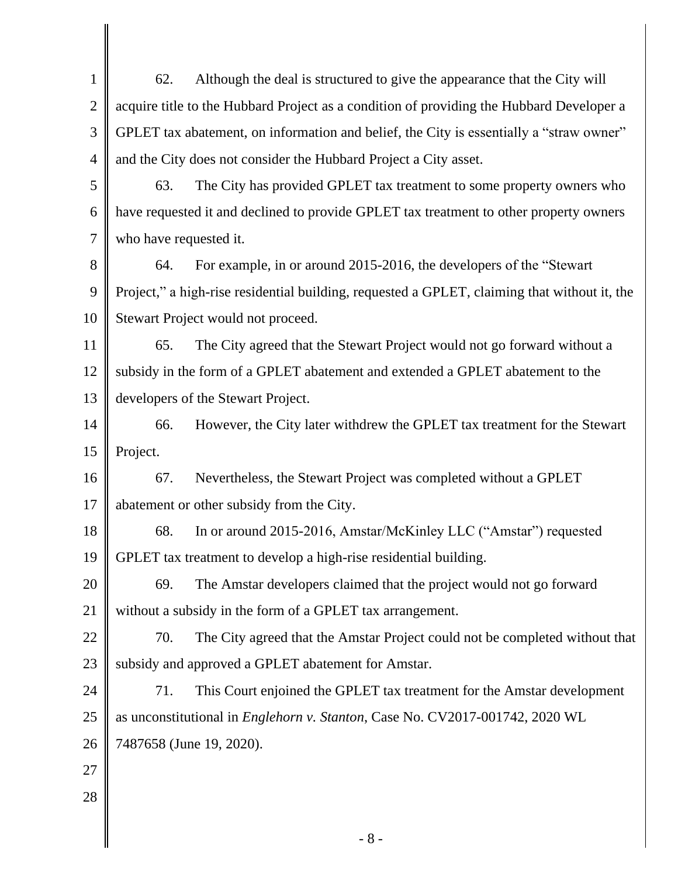62. Although the deal is structured to give the appearance that the City will acquire title to the Hubbard Project as a condition of providing the Hubbard Developer a GPLET tax abatement, on information and belief, the City is essentially a "straw owner" and the City does not consider the Hubbard Project a City asset.

63. The City has provided GPLET tax treatment to some property owners who have requested it and declined to provide GPLET tax treatment to other property owners who have requested it.

64. For example, in or around 2015-2016, the developers of the "Stewart Project," a high-rise residential building, requested a GPLET, claiming that without it, the Stewart Project would not proceed.

65. The City agreed that the Stewart Project would not go forward without a subsidy in the form of a GPLET abatement and extended a GPLET abatement to the developers of the Stewart Project.

66. However, the City later withdrew the GPLET tax treatment for the Stewart Project.

67. Nevertheless, the Stewart Project was completed without a GPLET abatement or other subsidy from the City.

68. In or around 2015-2016, Amstar/McKinley LLC ("Amstar") requested GPLET tax treatment to develop a high-rise residential building.

69. The Amstar developers claimed that the project would not go forward without a subsidy in the form of a GPLET tax arrangement.

70. The City agreed that the Amstar Project could not be completed without that subsidy and approved a GPLET abatement for Amstar.

71. This Court enjoined the GPLET tax treatment for the Amstar development as unconstitutional in *Englehorn v. Stanton*, Case No. CV2017-001742, 2020 WL 7487658 (June 19, 2020).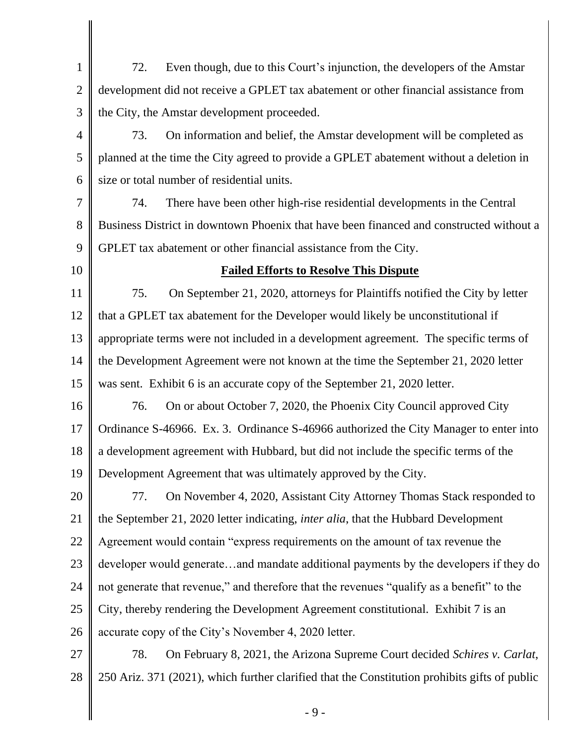72. Even though, due to this Court's injunction, the developers of the Amstar development did not receive a GPLET tax abatement or other financial assistance from the City, the Amstar development proceeded.

73. On information and belief, the Amstar development will be completed as planned at the time the City agreed to provide a GPLET abatement without a deletion in size or total number of residential units.

74. There have been other high-rise residential developments in the Central Business District in downtown Phoenix that have been financed and constructed without a GPLET tax abatement or other financial assistance from the City.

**Failed Efforts to Resolve This Dispute**

75. On September 21, 2020, attorneys for Plaintiffs notified the City by letter that a GPLET tax abatement for the Developer would likely be unconstitutional if appropriate terms were not included in a development agreement. The specific terms of the Development Agreement were not known at the time the September 21, 2020 letter was sent. Exhibit 6 is an accurate copy of the September 21, 2020 letter.

76. On or about October 7, 2020, the Phoenix City Council approved City Ordinance S-46966. Ex. 3. Ordinance S-46966 authorized the City Manager to enter into a development agreement with Hubbard, but did not include the specific terms of the Development Agreement that was ultimately approved by the City.

77. On November 4, 2020, Assistant City Attorney Thomas Stack responded to the September 21, 2020 letter indicating, *inter alia*, that the Hubbard Development Agreement would contain "express requirements on the amount of tax revenue the developer would generate…and mandate additional payments by the developers if they do not generate that revenue," and therefore that the revenues "qualify as a benefit" to the City, thereby rendering the Development Agreement constitutional. Exhibit 7 is an accurate copy of the City's November 4, 2020 letter.

78. On February 8, 2021, the Arizona Supreme Court decided *Schires v. Carlat*, 250 Ariz. 371 (2021), which further clarified that the Constitution prohibits gifts of public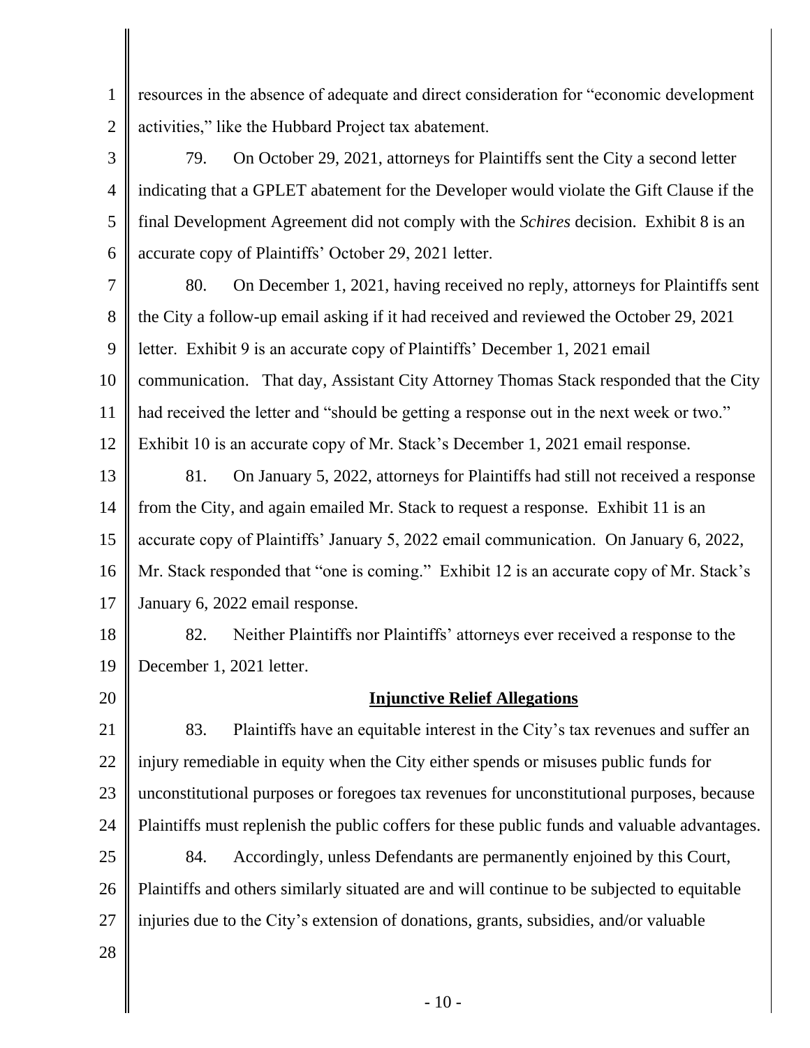resources in the absence of adequate and direct consideration for "economic development activities," like the Hubbard Project tax abatement.

79. On October 29, 2021, attorneys for Plaintiffs sent the City a second letter indicating that a GPLET abatement for the Developer would violate the Gift Clause if the final Development Agreement did not comply with the *Schires* decision. Exhibit 8 is an accurate copy of Plaintiffs' October 29, 2021 letter.

80. On December 1, 2021, having received no reply, attorneys for Plaintiffs sent the City a follow-up email asking if it had received and reviewed the October 29, 2021 letter. Exhibit 9 is an accurate copy of Plaintiffs' December 1, 2021 email communication. That day, Assistant City Attorney Thomas Stack responded that the City had received the letter and "should be getting a response out in the next week or two." Exhibit 10 is an accurate copy of Mr. Stack's December 1, 2021 email response.

81. On January 5, 2022, attorneys for Plaintiffs had still not received a response from the City, and again emailed Mr. Stack to request a response. Exhibit 11 is an accurate copy of Plaintiffs' January 5, 2022 email communication. On January 6, 2022, Mr. Stack responded that "one is coming." Exhibit 12 is an accurate copy of Mr. Stack's January 6, 2022 email response.

82. Neither Plaintiffs nor Plaintiffs' attorneys ever received a response to the December 1, 2021 letter.

## **Injunctive Relief Allegations**

83. Plaintiffs have an equitable interest in the City's tax revenues and suffer an injury remediable in equity when the City either spends or misuses public funds for unconstitutional purposes or foregoes tax revenues for unconstitutional purposes, because Plaintiffs must replenish the public coffers for these public funds and valuable advantages.

84. Accordingly, unless Defendants are permanently enjoined by this Court, Plaintiffs and others similarly situated are and will continue to be subjected to equitable injuries due to the City's extension of donations, grants, subsidies, and/or valuable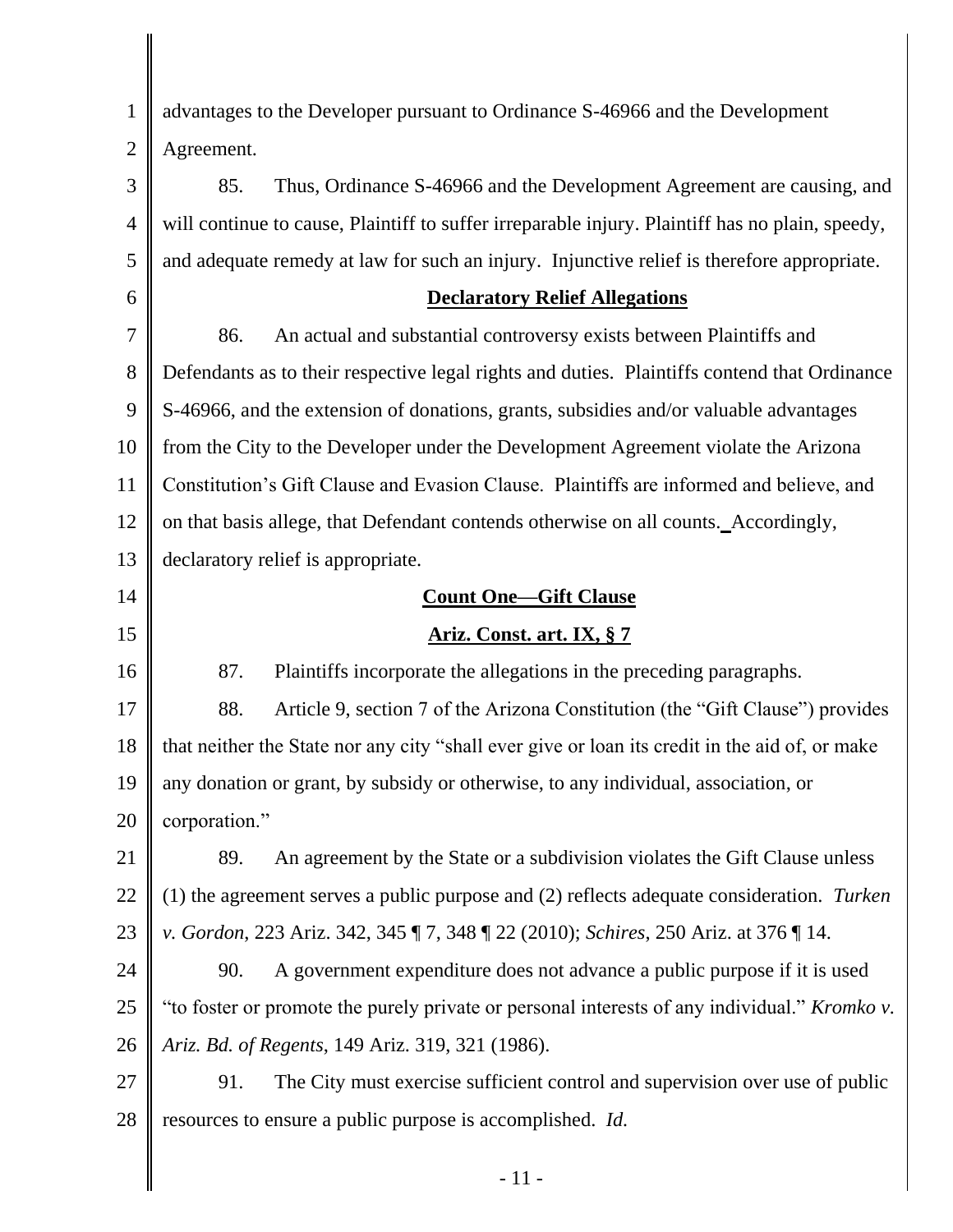advantages to the Developer pursuant to Ordinance S-46966 and the Development Agreement.

85. Thus, Ordinance S-46966 and the Development Agreement are causing, and will continue to cause, Plaintiff to suffer irreparable injury. Plaintiff has no plain, speedy, and adequate remedy at law for such an injury. Injunctive relief is therefore appropriate.

**Declaratory Relief Allegations**

86. An actual and substantial controversy exists between Plaintiffs and Defendants as to their respective legal rights and duties. Plaintiffs contend that Ordinance S-46966, and the extension of donations, grants, subsidies and/or valuable advantages from the City to the Developer under the Development Agreement violate the Arizona Constitution's Gift Clause and Evasion Clause. Plaintiffs are informed and believe, and on that basis allege, that Defendant contends otherwise on all counts. Accordingly, declaratory relief is appropriate.

**Count One—Gift Clause**

**Ariz. Const. art. IX, § 7**

87. Plaintiffs incorporate the allegations in the preceding paragraphs.

88. Article 9, section 7 of the Arizona Constitution (the "Gift Clause") provides that neither the State nor any city "shall ever give or loan its credit in the aid of, or make any donation or grant, by subsidy or otherwise, to any individual, association, or corporation."

89. An agreement by the State or a subdivision violates the Gift Clause unless (1) the agreement serves a public purpose and (2) reflects adequate consideration. *Turken v. Gordon*, 223 Ariz. 342, 345 ¶ 7, 348 ¶ 22 (2010); *Schires*, 250 Ariz. at 376 ¶ 14.

90. A government expenditure does not advance a public purpose if it is used "to foster or promote the purely private or personal interests of any individual." *Kromko v. Ariz. Bd. of Regents*, 149 Ariz. 319, 321 (1986).

91. The City must exercise sufficient control and supervision over use of public resources to ensure a public purpose is accomplished. *Id.*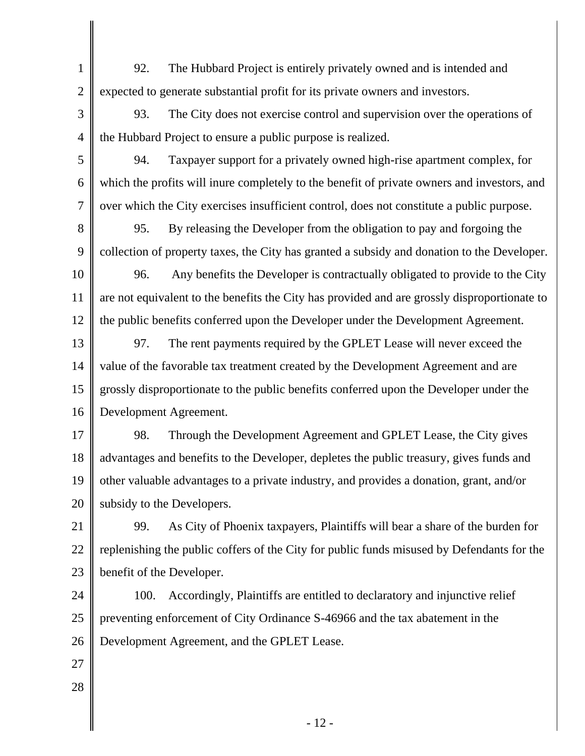92. The Hubbard Project is entirely privately owned and is intended and expected to generate substantial profit for its private owners and investors.

93. The City does not exercise control and supervision over the operations of the Hubbard Project to ensure a public purpose is realized.

94. Taxpayer support for a privately owned high-rise apartment complex, for which the profits will inure completely to the benefit of private owners and investors, and over which the City exercises insufficient control, does not constitute a public purpose.

95. By releasing the Developer from the obligation to pay and forgoing the collection of property taxes, the City has granted a subsidy and donation to the Developer.

96. Any benefits the Developer is contractually obligated to provide to the City are not equivalent to the benefits the City has provided and are grossly disproportionate to the public benefits conferred upon the Developer under the Development Agreement.

97. The rent payments required by the GPLET Lease will never exceed the value of the favorable tax treatment created by the Development Agreement and are grossly disproportionate to the public benefits conferred upon the Developer under the Development Agreement.

98. Through the Development Agreement and GPLET Lease, the City gives advantages and benefits to the Developer, depletes the public treasury, gives funds and other valuable advantages to a private industry, and provides a donation, grant, and/or subsidy to the Developers.

99. As City of Phoenix taxpayers, Plaintiffs will bear a share of the burden for replenishing the public coffers of the City for public funds misused by Defendants for the benefit of the Developer.

100. Accordingly, Plaintiffs are entitled to declaratory and injunctive relief preventing enforcement of City Ordinance S-46966 and the tax abatement in the Development Agreement, and the GPLET Lease.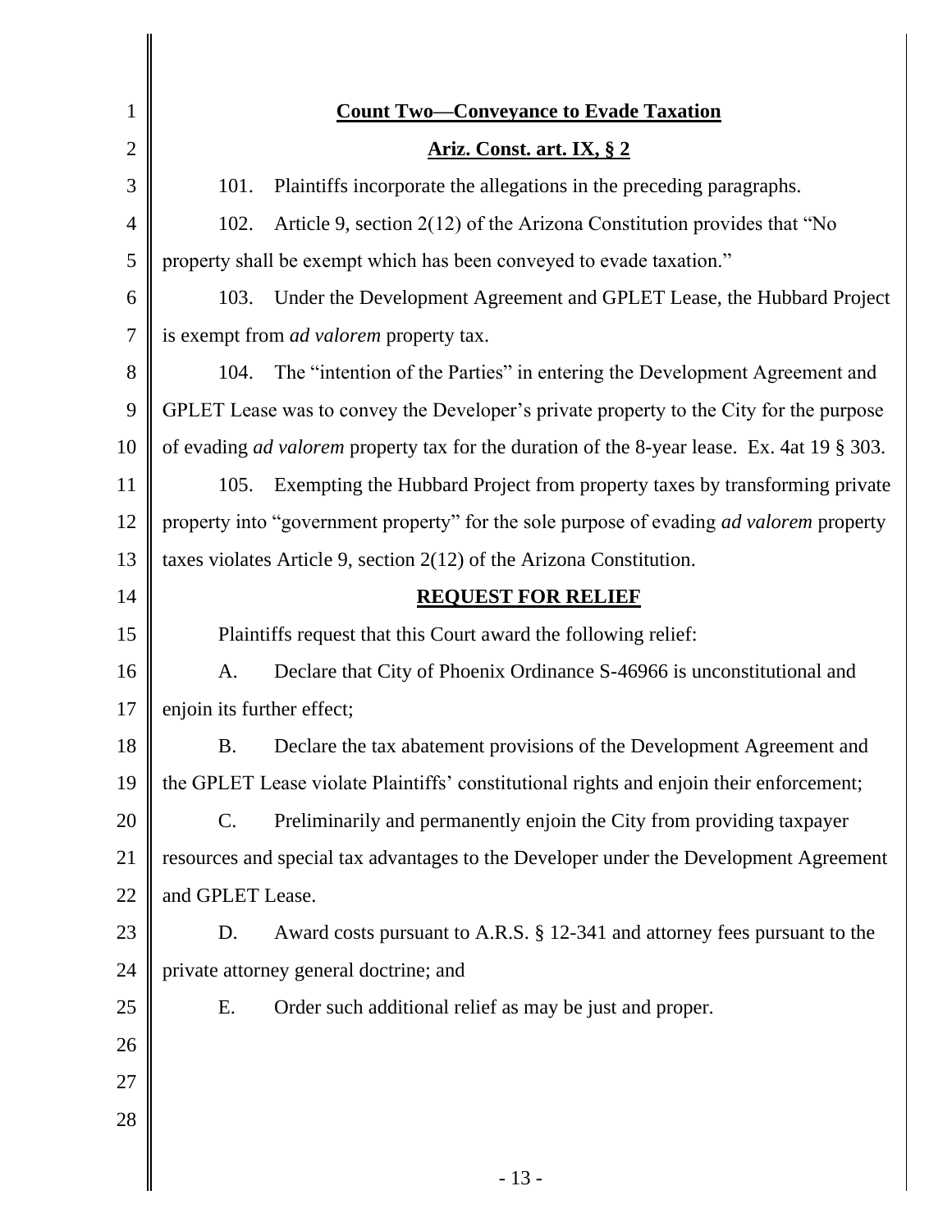**Count Two—Conveyance to Evade Taxation**

**Ariz. Const. art. IX, § 2**

101. Plaintiffs incorporate the allegations in the preceding paragraphs.

102. Article 9, section 2(12) of the Arizona Constitution provides that "No property shall be exempt which has been conveyed to evade taxation."

103. Under the Development Agreement and GPLET Lease, the Hubbard Project is exempt from *ad valorem* property tax.

104. The "intention of the Parties" in entering the Development Agreement and GPLET Lease was to convey the Developer's private property to the City for the purpose of evading *ad valorem* property tax for the duration of the 8-year lease. Ex. 4at 19 § 303.

105. Exempting the Hubbard Project from property taxes by transforming private property into "government property" for the sole purpose of evading *ad valorem* property taxes violates Article 9, section 2(12) of the Arizona Constitution.

**REQUEST FOR RELIEF**

Plaintiffs request that this Court award the following relief:

A. Declare that City of Phoenix Ordinance S-46966 is unconstitutional and enjoin its further effect;

B. Declare the tax abatement provisions of the Development Agreement and the GPLET Lease violate Plaintiffs' constitutional rights and enjoin their enforcement;

C. Preliminarily and permanently enjoin the City from providing taxpayer resources and special tax advantages to the Developer under the Development Agreement and GPLET Lease.

D. Award costs pursuant to A.R.S. § 12-341 and attorney fees pursuant to the private attorney general doctrine; and

E. Order such additional relief as may be just and proper.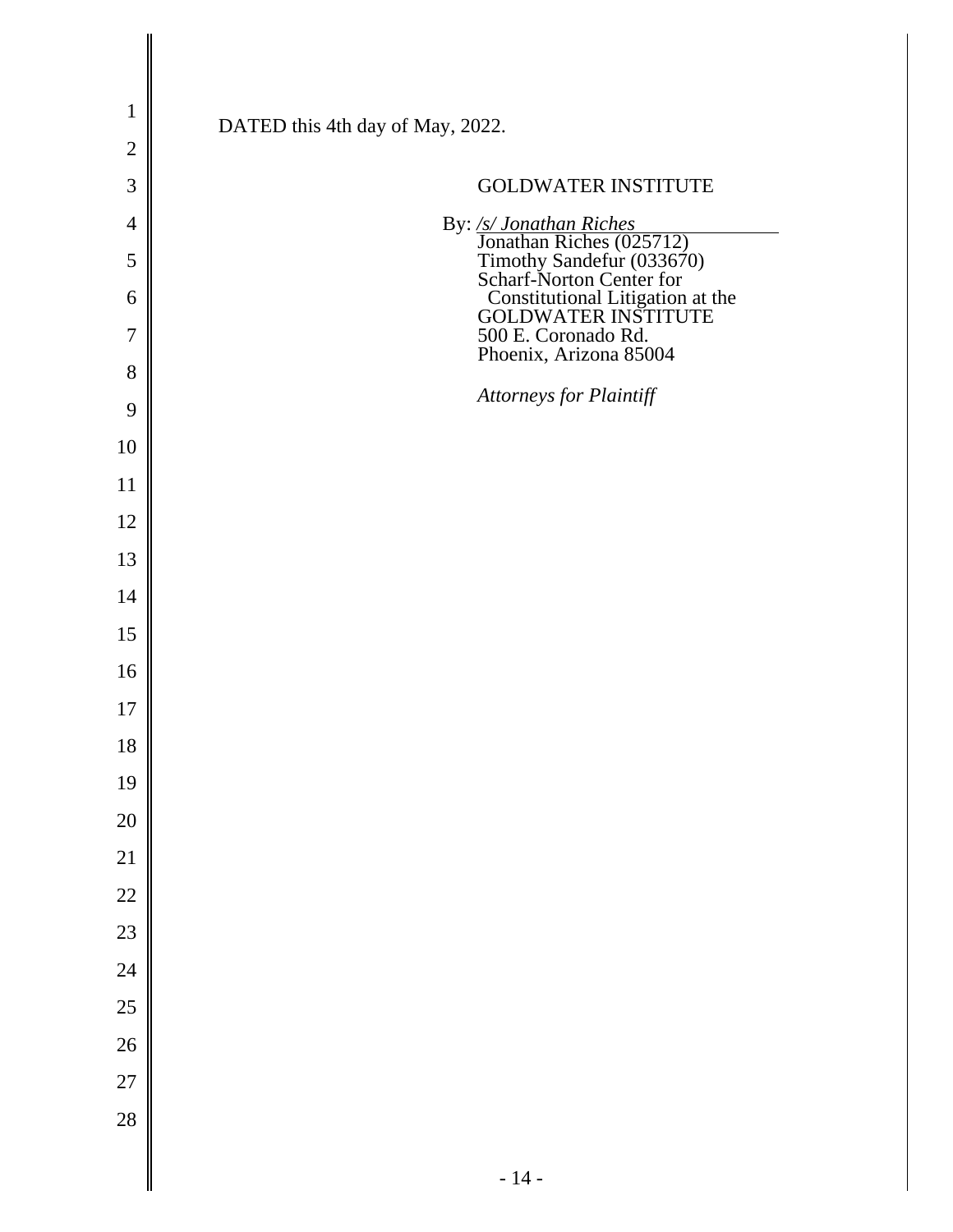DATED this 4th day of May, 2022.

GOLDWATER INSTITUTE

By: */s/ Jonathan Riches*
Jonathan Riches (025712)
Timothy Sandefur (033670)
Scharf-Norton Center for
Constitutional Litigation at the
GOLDWATER INSTITUTE
500 E. Coronado Rd.
Phoenix, Arizona 85004

*Attorneys for Plaintiff*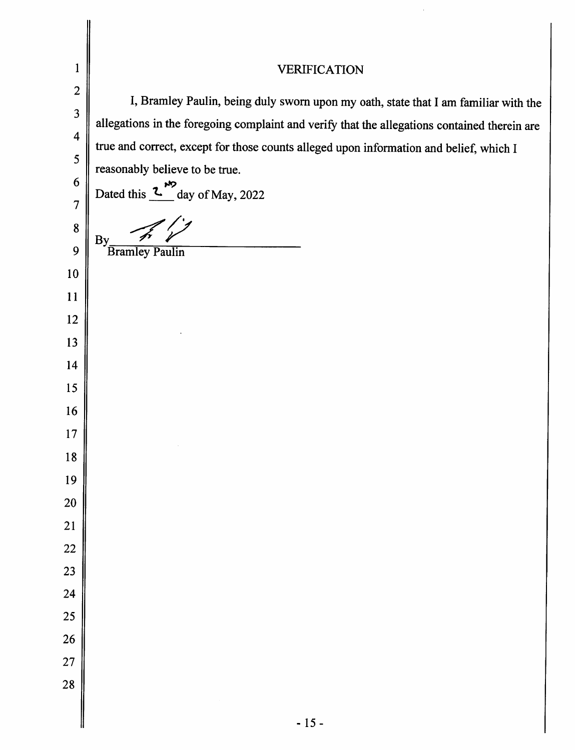# VERIFICATION

I, Bramley Paulin, being duly sworn upon my oath, state that I am familiar with the allegations in the foregoing complaint and verify that the allegations contained therein are true and correct, except for those counts alleged upon information and belief, which I reasonably believe to be true.

Dated this 2nd day of May, 2022

By ______________________________
Bramley Paulin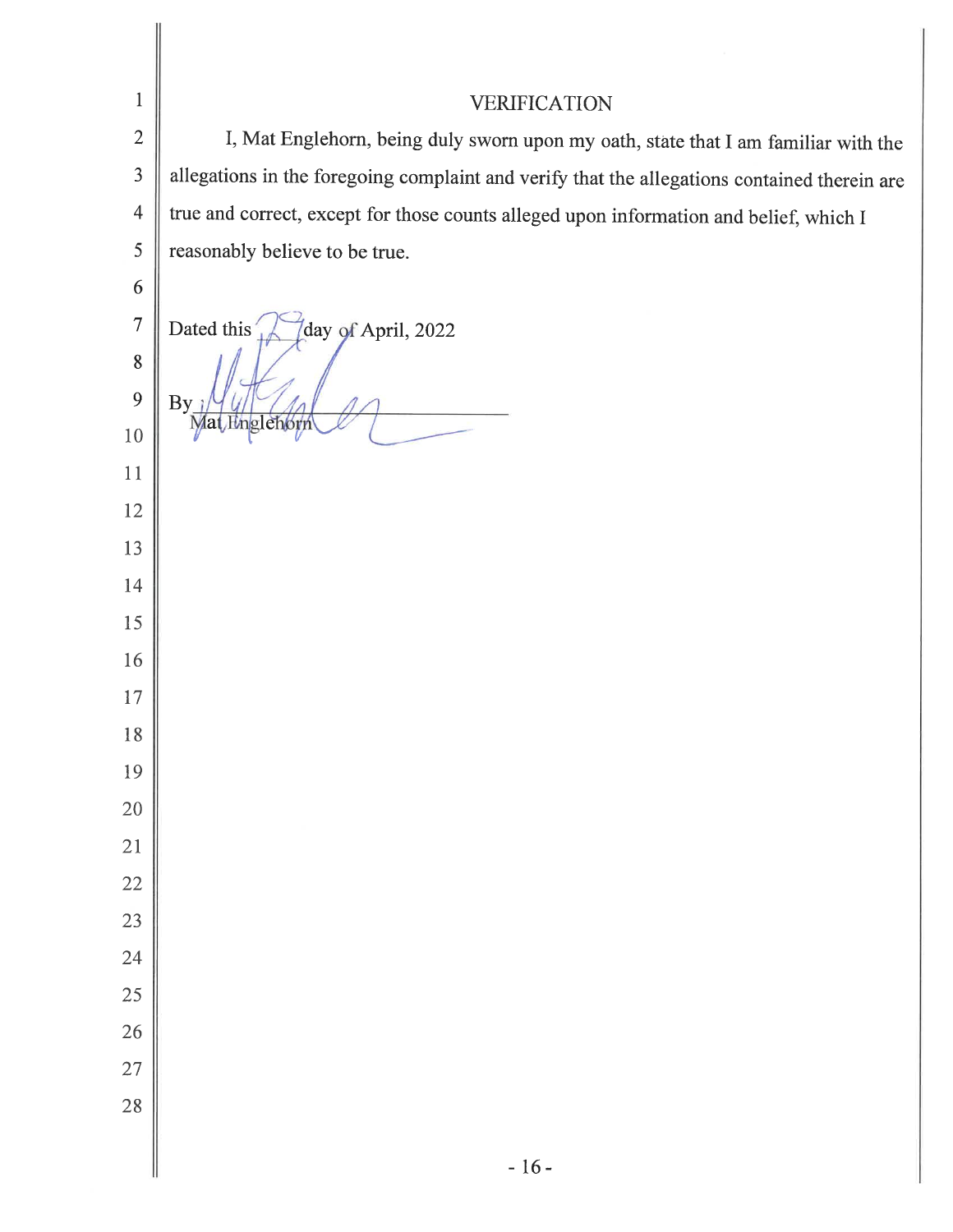# VERIFICATION

I, Mat Englehorn, being duly sworn upon my oath, state that I am familiar with the allegations in the foregoing complaint and verify that the allegations contained therein are true and correct, except for those counts alleged upon information and belief, which I reasonably believe to be true.

Dated this 27 day of April, 2022

By ______________________
Mat Englehorn